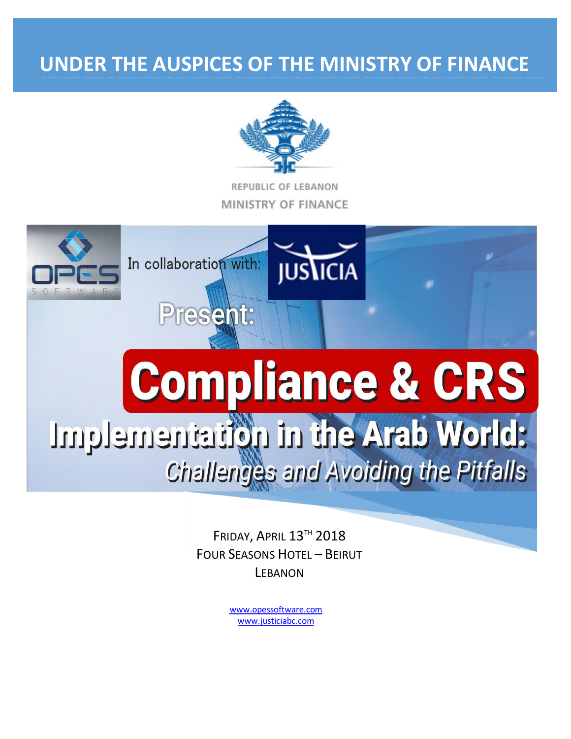# UNDER THE AUSPICES OF THE MINISTRY OF FINANCE

REPUBLIC OF LEBANON
MINISTRY OF FINANCE

OPES SOFTWARE

In collaboration with:

JUSTICIA

Present:

# Compliance & CRS

## Implementation in the Arab World:

*Challenges and Avoiding the Pitfalls*

FRIDAY, APRIL 13TH 2018
FOUR SEASONS HOTEL – BEIRUT
LEBANON

www.opessoftware.com
www.justiciabc.com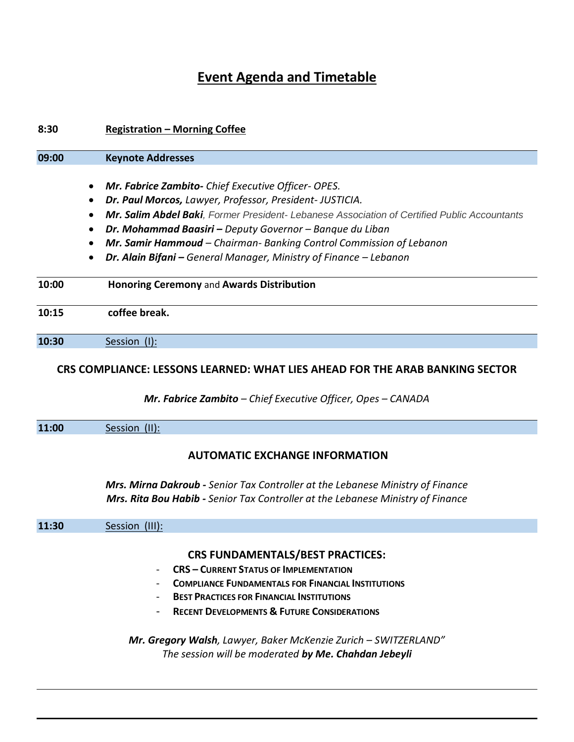# Event Agenda and Timetable

**8:30** **Registration – Morning Coffee**

**09:00** **Keynote Addresses**

- ***Mr. Fabrice Zambito-*** *Chief Executive Officer- OPES.*
- ***Dr. Paul Morcos,*** *Lawyer, Professor, President- JUSTICIA.*
- ***Mr. Salim Abdel Baki****, Former President- Lebanese Association of Certified Public Accountants*
- ***Dr. Mohammad Baasiri –*** *Deputy Governor – Banque du Liban*
- ***Mr. Samir Hammoud*** *– Chairman- Banking Control Commission of Lebanon*
- ***Dr. Alain Bifani –*** *General Manager, Ministry of Finance – Lebanon*

**10:00** **Honoring Ceremony** and **Awards Distribution**

**10:15** **coffee break.**

**10:30** Session (I):

### CRS COMPLIANCE: LESSONS LEARNED: WHAT LIES AHEAD FOR THE ARAB BANKING SECTOR

***Mr. Fabrice Zambito*** *– Chief Executive Officer, Opes – CANADA*

**11:00** Session (II):

### AUTOMATIC EXCHANGE INFORMATION

***Mrs. Mirna Dakroub -*** *Senior Tax Controller at the Lebanese Ministry of Finance*
***Mrs. Rita Bou Habib -*** *Senior Tax Controller at the Lebanese Ministry of Finance*

**11:30** Session (III):

### CRS FUNDAMENTALS/BEST PRACTICES:

- **CRS – CURRENT STATUS OF IMPLEMENTATION**
- **COMPLIANCE FUNDAMENTALS FOR FINANCIAL INSTITUTIONS**
- **BEST PRACTICES FOR FINANCIAL INSTITUTIONS**
- **RECENT DEVELOPMENTS & FUTURE CONSIDERATIONS**

***Mr. Gregory Walsh****, Lawyer, Baker McKenzie Zurich – SWITZERLAND"*
*The session will be moderated* ***by Me. Chahdan Jebeyli***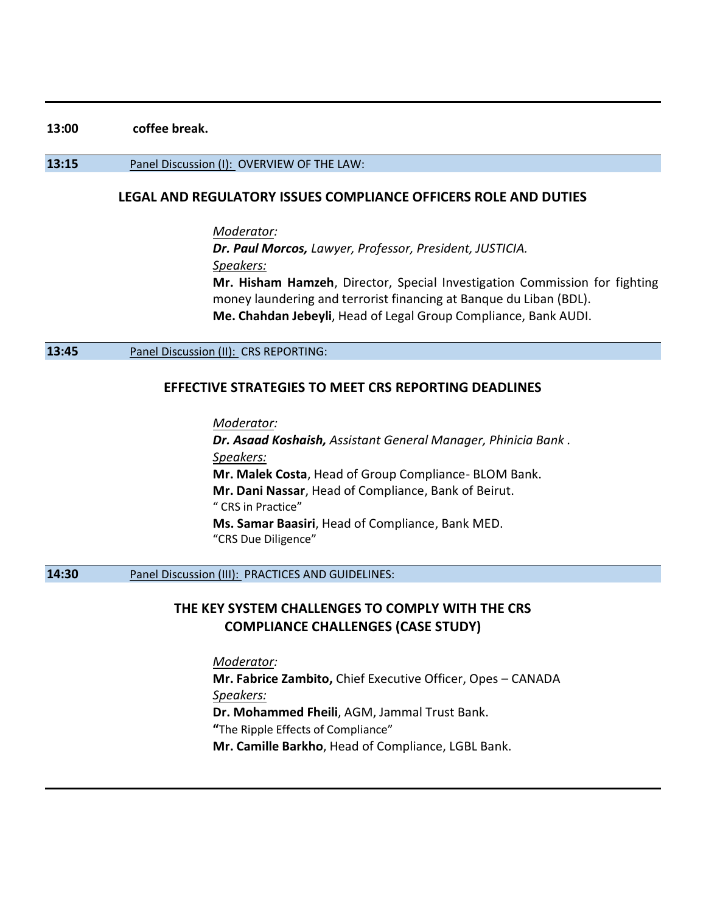**13:00** **coffee break.**

**13:15** Panel Discussion (I): OVERVIEW OF THE LAW:

## LEGAL AND REGULATORY ISSUES COMPLIANCE OFFICERS ROLE AND DUTIES

*Moderator:*
***Dr. Paul Morcos,*** *Lawyer, Professor, President, JUSTICIA.*
*Speakers:*
**Mr. Hisham Hamzeh**, Director, Special Investigation Commission for fighting money laundering and terrorist financing at Banque du Liban (BDL).
**Me. Chahdan Jebeyli**, Head of Legal Group Compliance, Bank AUDI.

**13:45** Panel Discussion (II): CRS REPORTING:

## EFFECTIVE STRATEGIES TO MEET CRS REPORTING DEADLINES

*Moderator:*
***Dr. Asaad Koshaish,*** *Assistant General Manager, Phinicia Bank .*
*Speakers:*
**Mr. Malek Costa**, Head of Group Compliance- BLOM Bank.
**Mr. Dani Nassar**, Head of Compliance, Bank of Beirut.
" CRS in Practice"
**Ms. Samar Baasiri**, Head of Compliance, Bank MED.
"CRS Due Diligence"

**14:30** Panel Discussion (III): PRACTICES AND GUIDELINES:

## THE KEY SYSTEM CHALLENGES TO COMPLY WITH THE CRS COMPLIANCE CHALLENGES (CASE STUDY)

*Moderator:*
**Mr. Fabrice Zambito,** Chief Executive Officer, Opes – CANADA
*Speakers:*
**Dr. Mohammed Fheili**, AGM, Jammal Trust Bank.
**"**The Ripple Effects of Compliance"
**Mr. Camille Barkho**, Head of Compliance, LGBL Bank.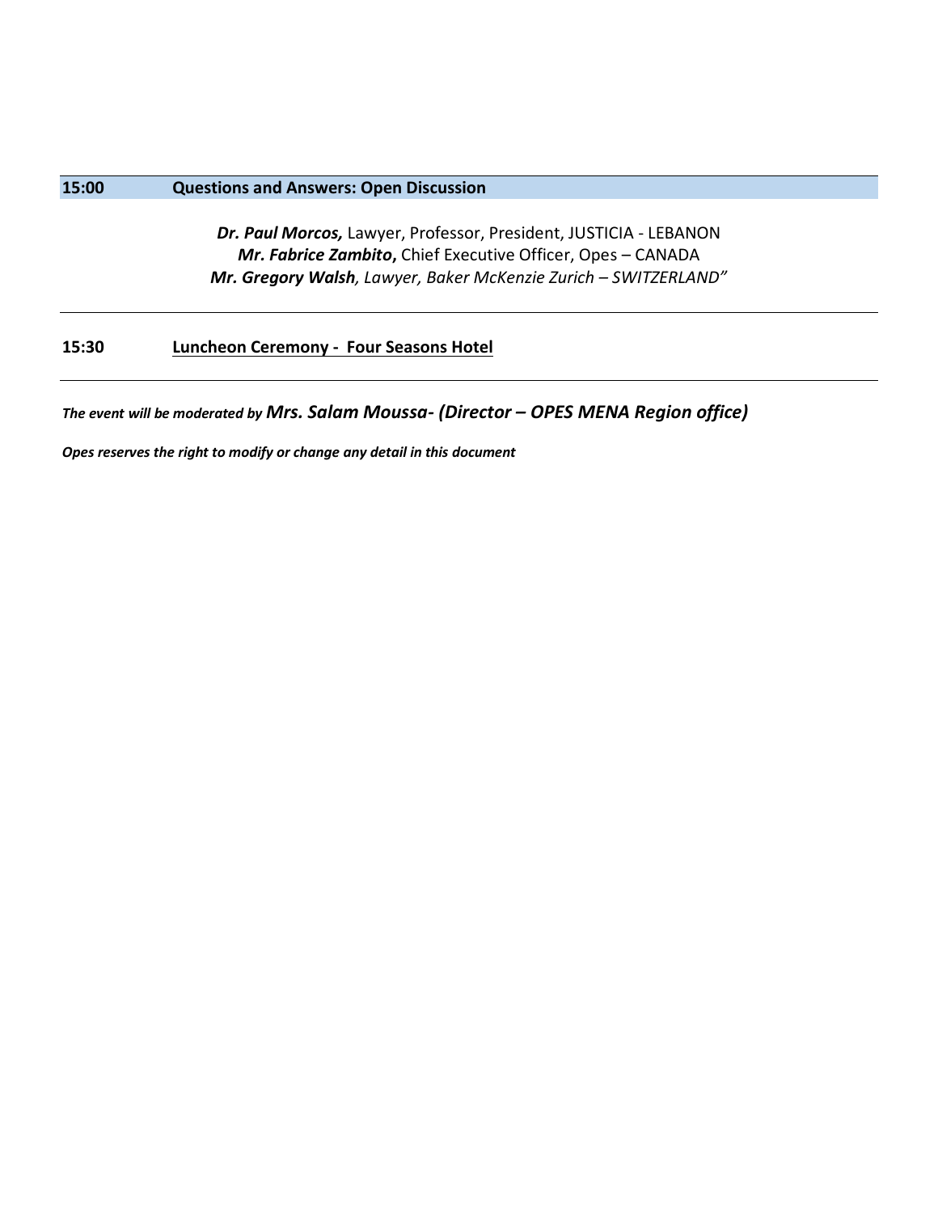**15:00 Questions and Answers: Open Discussion**

***Dr. Paul Morcos,*** Lawyer, Professor, President, JUSTICIA - LEBANON
***Mr. Fabrice Zambito*****,** Chief Executive Officer, Opes – CANADA
***Mr. Gregory Walsh**, Lawyer, Baker McKenzie Zurich – SWITZERLAND”*

---

**15:30 Luncheon Ceremony - Four Seasons Hotel**

---

***The event will be moderated by Mrs. Salam Moussa- (Director – OPES MENA Region office)***

***Opes reserves the right to modify or change any detail in this document***